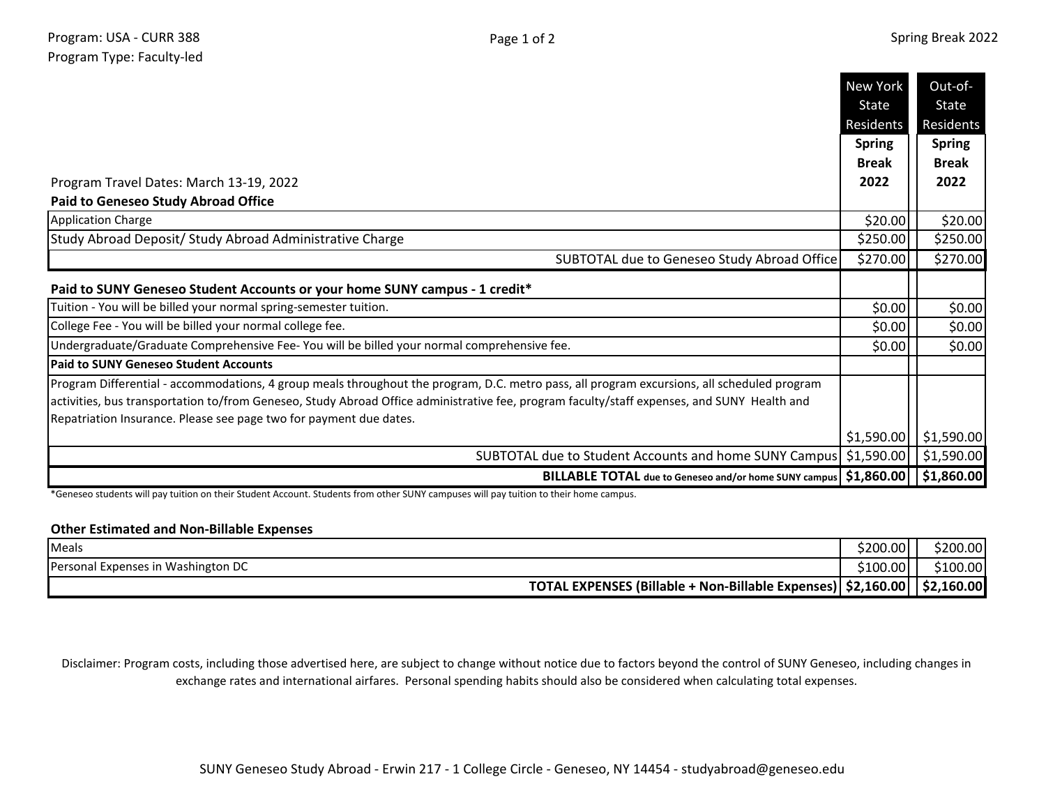Program: USA - CURR 388
Program Type: Faculty-led

Spring Break 2022

| | New York State Residents Spring Break 2022 | Out-of-State Residents Spring Break 2022 |
|---|---|---|
| Program Travel Dates: March 13-19, 2022 | | |
| **Paid to Geneseo Study Abroad Office** | | |
| Application Charge | $20.00 | $20.00 |
| Study Abroad Deposit/ Study Abroad Administrative Charge | $250.00 | $250.00 |
| SUBTOTAL due to Geneseo Study Abroad Office | $270.00 | $270.00 |
| **Paid to SUNY Geneseo Student Accounts or your home SUNY campus - 1 credit*** | | |
| Tuition - You will be billed your normal spring-semester tuition. | $0.00 | $0.00 |
| College Fee - You will be billed your normal college fee. | $0.00 | $0.00 |
| Undergraduate/Graduate Comprehensive Fee- You will be billed your normal comprehensive fee. | $0.00 | $0.00 |
| **Paid to SUNY Geneseo Student Accounts** | | |
| Program Differential - accommodations, 4 group meals throughout the program, D.C. metro pass, all program excursions, all scheduled program activities, bus transportation to/from Geneseo, Study Abroad Office administrative fee, program faculty/staff expenses, and SUNY Health and Repatriation Insurance. Please see page two for payment due dates. | $1,590.00 | $1,590.00 |
| SUBTOTAL due to Student Accounts and home SUNY Campus | $1,590.00 | $1,590.00 |
| **BILLABLE TOTAL due to Geneseo and/or home SUNY campus** | **$1,860.00** | **$1,860.00** |

*Geneseo students will pay tuition on their Student Account. Students from other SUNY campuses will pay tuition to their home campus.

**Other Estimated and Non-Billable Expenses**

| | | |
|---|---|---|
| Meals | $200.00 | $200.00 |
| Personal Expenses in Washington DC | $100.00 | $100.00 |
| **TOTAL EXPENSES (Billable + Non-Billable Expenses)** | **$2,160.00** | **$2,160.00** |

Disclaimer: Program costs, including those advertised here, are subject to change without notice due to factors beyond the control of SUNY Geneseo, including changes in exchange rates and international airfares. Personal spending habits should also be considered when calculating total expenses.

SUNY Geneseo Study Abroad - Erwin 217 - 1 College Circle - Geneseo, NY 14454 - studyabroad@geneseo.edu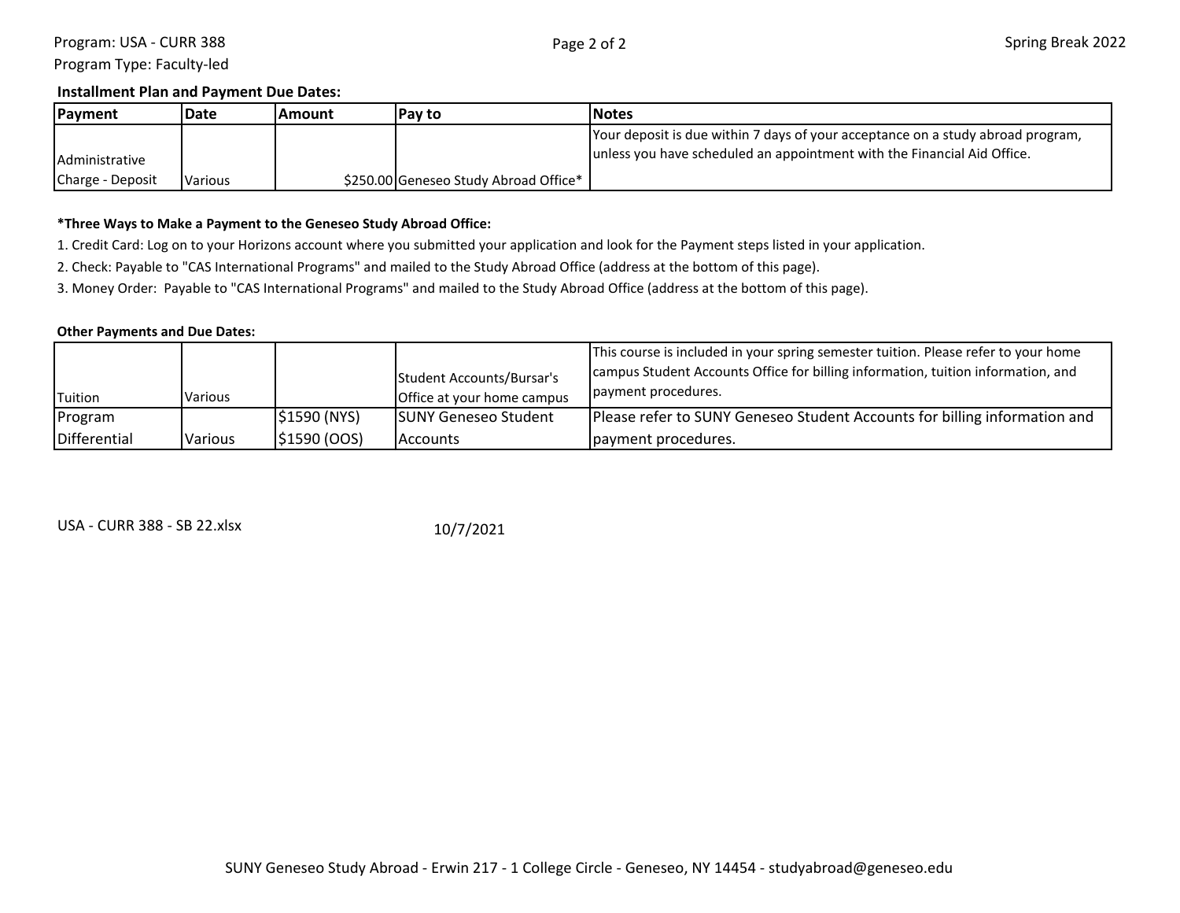**Installment Plan and Payment Due Dates:**

| Payment | Date | Amount | Pay to | Notes |
|---|---|---|---|---|
| Administrative Charge - Deposit | Various | $250.00 | Geneseo Study Abroad Office* | Your deposit is due within 7 days of your acceptance on a study abroad program, unless you have scheduled an appointment with the Financial Aid Office. |

**\*Three Ways to Make a Payment to the Geneseo Study Abroad Office:**

1. Credit Card: Log on to your Horizons account where you submitted your application and look for the Payment steps listed in your application.
2. Check: Payable to "CAS International Programs" and mailed to the Study Abroad Office (address at the bottom of this page).
3. Money Order: Payable to "CAS International Programs" and mailed to the Study Abroad Office (address at the bottom of this page).

**Other Payments and Due Dates:**

| | | | | |
|---|---|---|---|---|
| Tuition | Various | | Student Accounts/Bursar's Office at your home campus | This course is included in your spring semester tuition. Please refer to your home campus Student Accounts Office for billing information, tuition information, and payment procedures. |
| Program Differential | Various | $1590 (NYS) $1590 (OOS) | SUNY Geneseo Student Accounts | Please refer to SUNY Geneseo Student Accounts for billing information and payment procedures. |

USA - CURR 388 - SB 22.xlsx 10/7/2021

SUNY Geneseo Study Abroad - Erwin 217 - 1 College Circle - Geneseo, NY 14454 - studyabroad@geneseo.edu